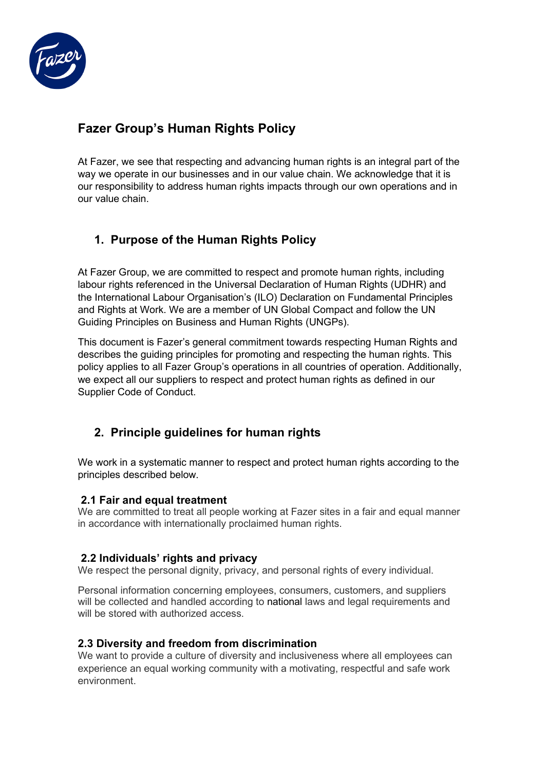# Fazer Group's Human Rights Policy

At Fazer, we see that respecting and advancing human rights is an integral part of the way we operate in our businesses and in our value chain. We acknowledge that it is our responsibility to address human rights impacts through our own operations and in our value chain.

## 1. Purpose of the Human Rights Policy

At Fazer Group, we are committed to respect and promote human rights, including labour rights referenced in the Universal Declaration of Human Rights (UDHR) and the International Labour Organisation's (ILO) Declaration on Fundamental Principles and Rights at Work. We are a member of UN Global Compact and follow the UN Guiding Principles on Business and Human Rights (UNGPs).

This document is Fazer's general commitment towards respecting Human Rights and describes the guiding principles for promoting and respecting the human rights. This policy applies to all Fazer Group's operations in all countries of operation. Additionally, we expect all our suppliers to respect and protect human rights as defined in our Supplier Code of Conduct.

## 2. Principle guidelines for human rights

We work in a systematic manner to respect and protect human rights according to the principles described below.

### 2.1 Fair and equal treatment

We are committed to treat all people working at Fazer sites in a fair and equal manner in accordance with internationally proclaimed human rights.

### 2.2 Individuals' rights and privacy

We respect the personal dignity, privacy, and personal rights of every individual.

Personal information concerning employees, consumers, customers, and suppliers will be collected and handled according to national laws and legal requirements and will be stored with authorized access.

### 2.3 Diversity and freedom from discrimination

We want to provide a culture of diversity and inclusiveness where all employees can experience an equal working community with a motivating, respectful and safe work environment.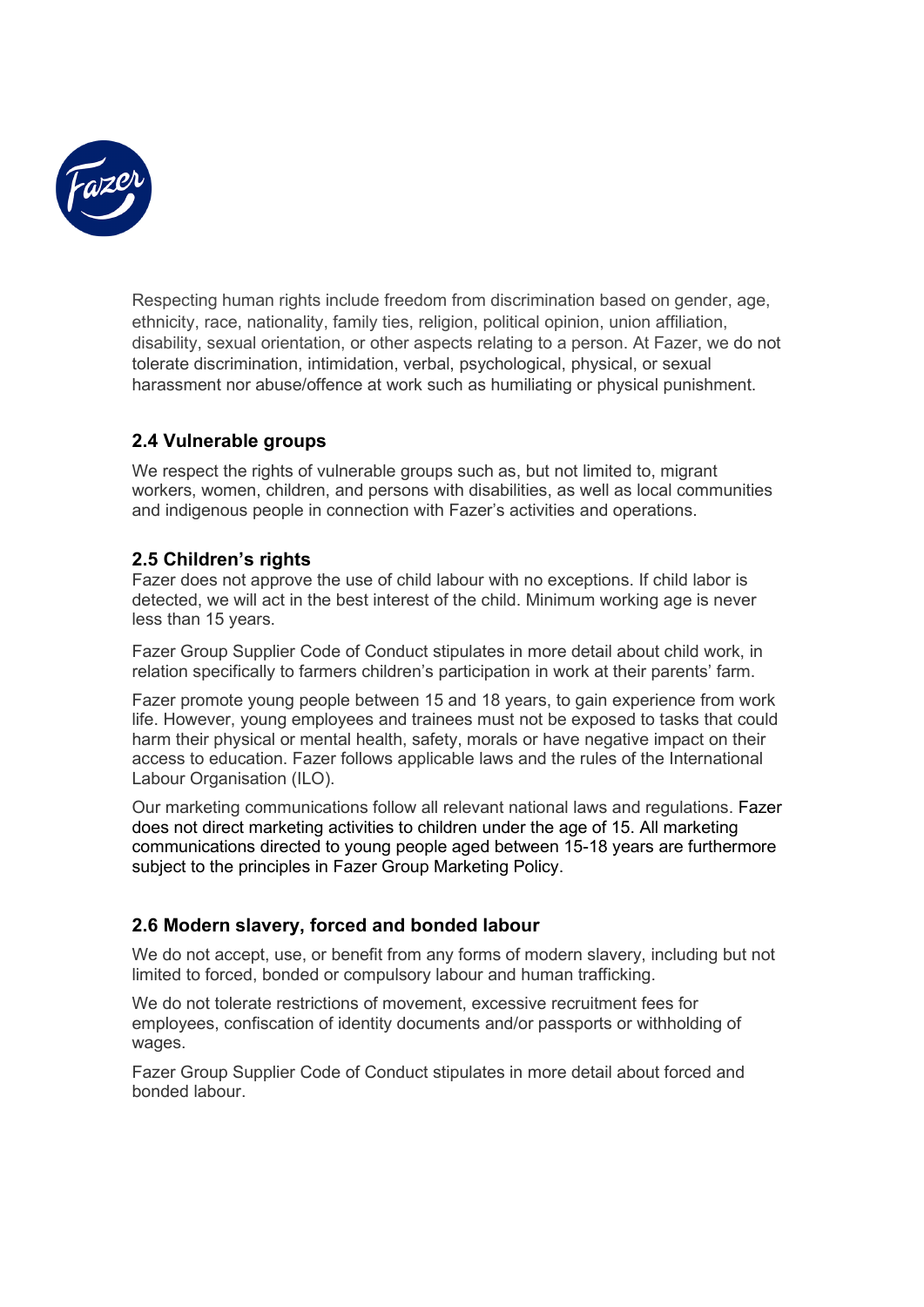Respecting human rights include freedom from discrimination based on gender, age, ethnicity, race, nationality, family ties, religion, political opinion, union affiliation, disability, sexual orientation, or other aspects relating to a person. At Fazer, we do not tolerate discrimination, intimidation, verbal, psychological, physical, or sexual harassment nor abuse/offence at work such as humiliating or physical punishment.

### 2.4 Vulnerable groups

We respect the rights of vulnerable groups such as, but not limited to, migrant workers, women, children, and persons with disabilities, as well as local communities and indigenous people in connection with Fazer's activities and operations.

### 2.5 Children's rights

Fazer does not approve the use of child labour with no exceptions. If child labor is detected, we will act in the best interest of the child. Minimum working age is never less than 15 years.

Fazer Group Supplier Code of Conduct stipulates in more detail about child work, in relation specifically to farmers children's participation in work at their parents' farm.

Fazer promote young people between 15 and 18 years, to gain experience from work life. However, young employees and trainees must not be exposed to tasks that could harm their physical or mental health, safety, morals or have negative impact on their access to education. Fazer follows applicable laws and the rules of the International Labour Organisation (ILO).

Our marketing communications follow all relevant national laws and regulations. Fazer does not direct marketing activities to children under the age of 15. All marketing communications directed to young people aged between 15-18 years are furthermore subject to the principles in Fazer Group Marketing Policy.

### 2.6 Modern slavery, forced and bonded labour

We do not accept, use, or benefit from any forms of modern slavery, including but not limited to forced, bonded or compulsory labour and human trafficking.

We do not tolerate restrictions of movement, excessive recruitment fees for employees, confiscation of identity documents and/or passports or withholding of wages.

Fazer Group Supplier Code of Conduct stipulates in more detail about forced and bonded labour.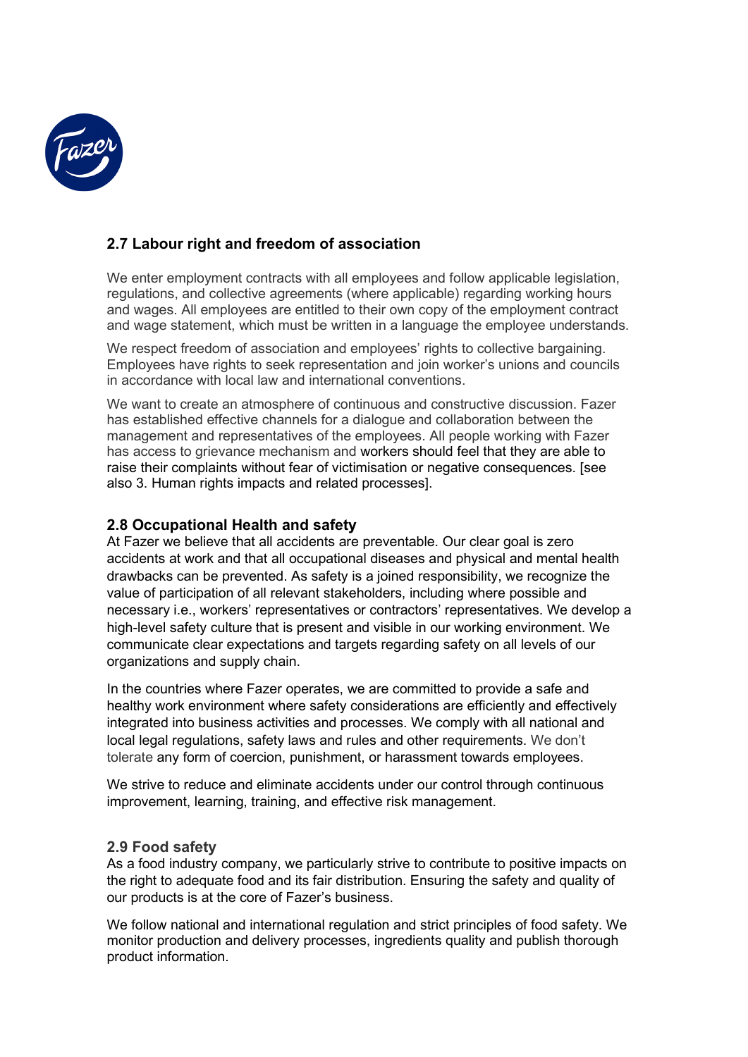## 2.7 Labour right and freedom of association

We enter employment contracts with all employees and follow applicable legislation, regulations, and collective agreements (where applicable) regarding working hours and wages. All employees are entitled to their own copy of the employment contract and wage statement, which must be written in a language the employee understands.

We respect freedom of association and employees' rights to collective bargaining. Employees have rights to seek representation and join worker's unions and councils in accordance with local law and international conventions.

We want to create an atmosphere of continuous and constructive discussion. Fazer has established effective channels for a dialogue and collaboration between the management and representatives of the employees. All people working with Fazer has access to grievance mechanism and workers should feel that they are able to raise their complaints without fear of victimisation or negative consequences. [see also 3. Human rights impacts and related processes].

## 2.8 Occupational Health and safety

At Fazer we believe that all accidents are preventable. Our clear goal is zero accidents at work and that all occupational diseases and physical and mental health drawbacks can be prevented. As safety is a joined responsibility, we recognize the value of participation of all relevant stakeholders, including where possible and necessary i.e., workers' representatives or contractors' representatives. We develop a high-level safety culture that is present and visible in our working environment. We communicate clear expectations and targets regarding safety on all levels of our organizations and supply chain.

In the countries where Fazer operates, we are committed to provide a safe and healthy work environment where safety considerations are efficiently and effectively integrated into business activities and processes. We comply with all national and local legal regulations, safety laws and rules and other requirements. We don't tolerate any form of coercion, punishment, or harassment towards employees.

We strive to reduce and eliminate accidents under our control through continuous improvement, learning, training, and effective risk management.

## 2.9 Food safety

As a food industry company, we particularly strive to contribute to positive impacts on the right to adequate food and its fair distribution. Ensuring the safety and quality of our products is at the core of Fazer's business.

We follow national and international regulation and strict principles of food safety. We monitor production and delivery processes, ingredients quality and publish thorough product information.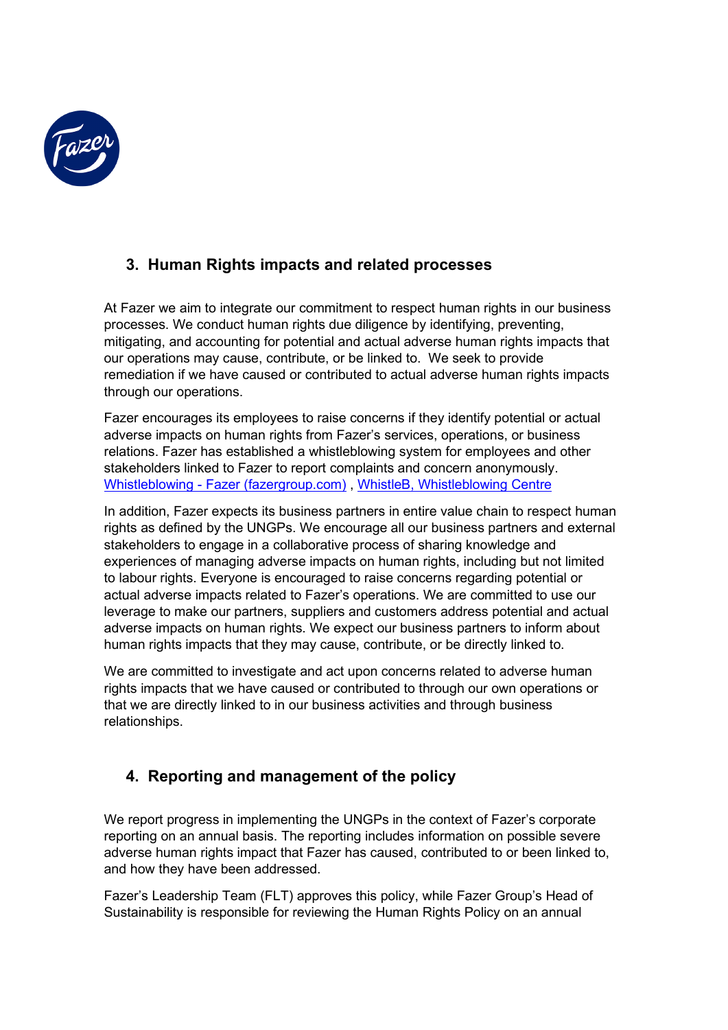## 3. Human Rights impacts and related processes

At Fazer we aim to integrate our commitment to respect human rights in our business processes. We conduct human rights due diligence by identifying, preventing, mitigating, and accounting for potential and actual adverse human rights impacts that our operations may cause, contribute, or be linked to. We seek to provide remediation if we have caused or contributed to actual adverse human rights impacts through our operations.

Fazer encourages its employees to raise concerns if they identify potential or actual adverse impacts on human rights from Fazer's services, operations, or business relations. Fazer has established a whistleblowing system for employees and other stakeholders linked to Fazer to report complaints and concern anonymously. Whistleblowing - Fazer (fazergroup.com) , WhistleB, Whistleblowing Centre

In addition, Fazer expects its business partners in entire value chain to respect human rights as defined by the UNGPs. We encourage all our business partners and external stakeholders to engage in a collaborative process of sharing knowledge and experiences of managing adverse impacts on human rights, including but not limited to labour rights. Everyone is encouraged to raise concerns regarding potential or actual adverse impacts related to Fazer's operations. We are committed to use our leverage to make our partners, suppliers and customers address potential and actual adverse impacts on human rights. We expect our business partners to inform about human rights impacts that they may cause, contribute, or be directly linked to.

We are committed to investigate and act upon concerns related to adverse human rights impacts that we have caused or contributed to through our own operations or that we are directly linked to in our business activities and through business relationships.

## 4. Reporting and management of the policy

We report progress in implementing the UNGPs in the context of Fazer's corporate reporting on an annual basis. The reporting includes information on possible severe adverse human rights impact that Fazer has caused, contributed to or been linked to, and how they have been addressed.

Fazer's Leadership Team (FLT) approves this policy, while Fazer Group's Head of Sustainability is responsible for reviewing the Human Rights Policy on an annual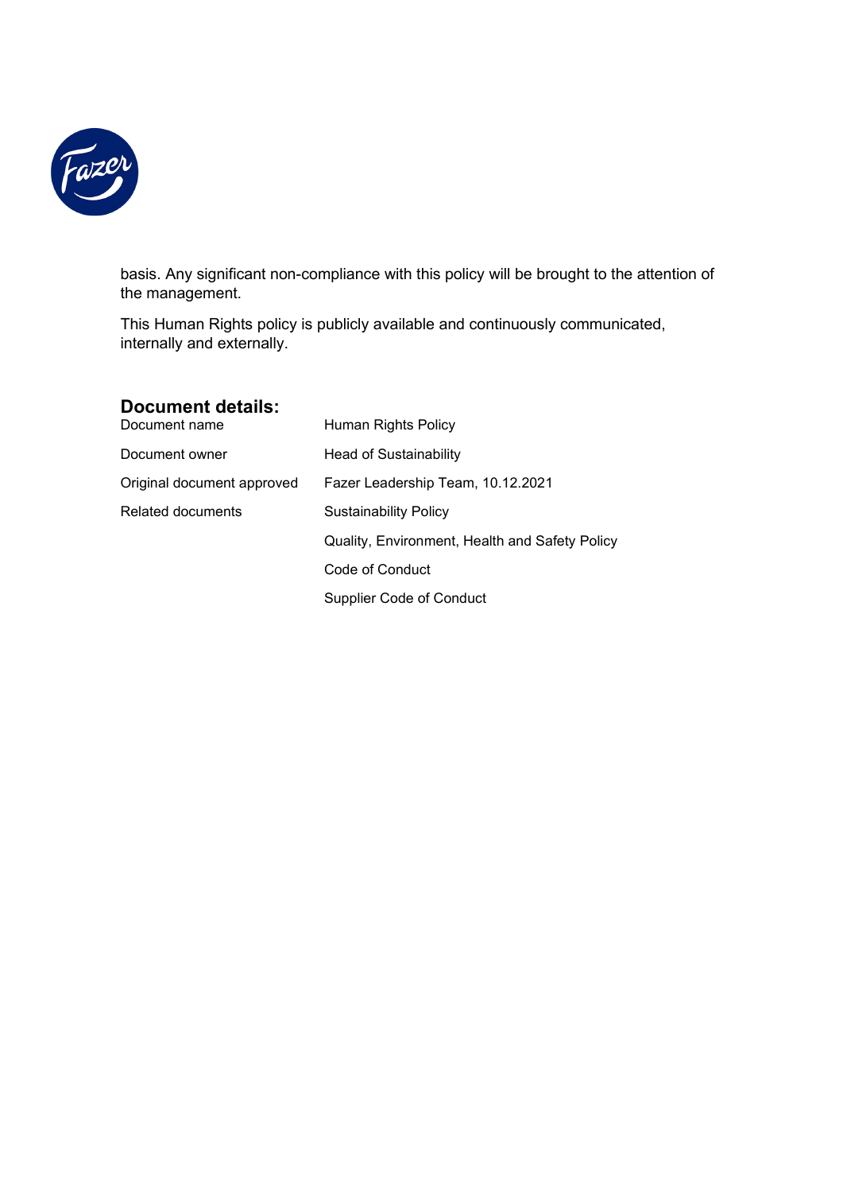basis. Any significant non-compliance with this policy will be brought to the attention of the management.

This Human Rights policy is publicly available and continuously communicated, internally and externally.

## Document details:

| | |
|---|---|
| Document name | Human Rights Policy |
| Document owner | Head of Sustainability |
| Original document approved | Fazer Leadership Team, 10.12.2021 |
| Related documents | Sustainability Policy |
| | Quality, Environment, Health and Safety Policy |
| | Code of Conduct |
| | Supplier Code of Conduct |